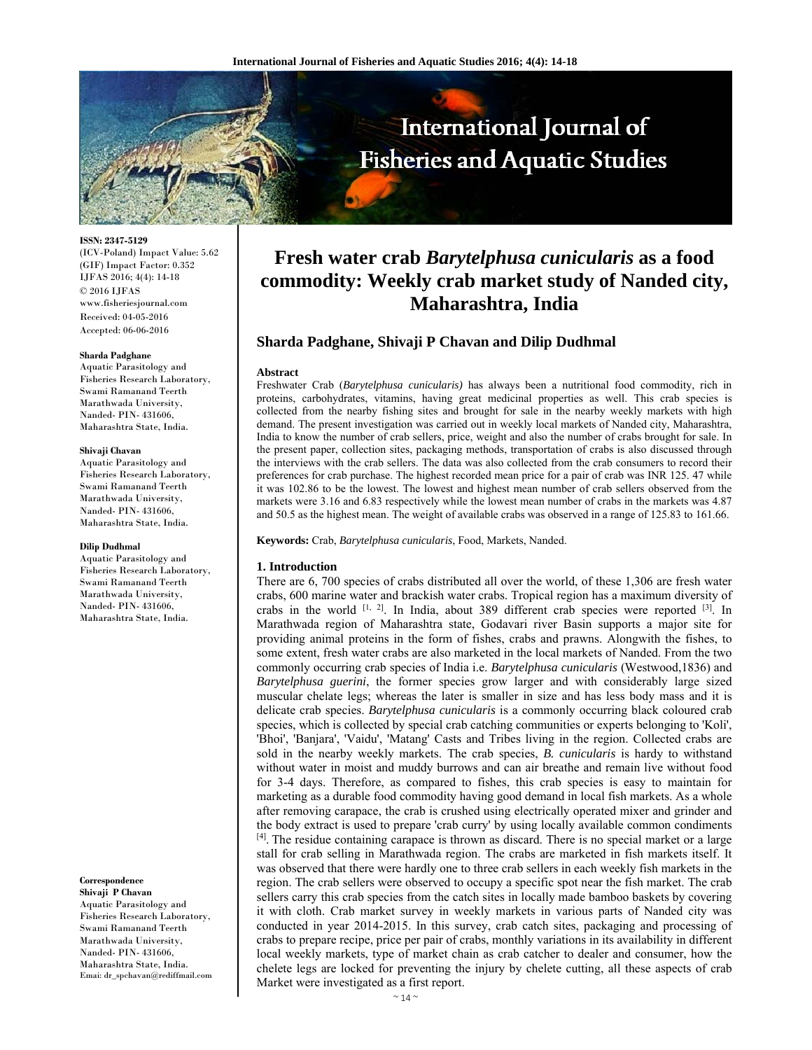**ISSN: 2347-5129**
(ICV-Poland) Impact Value: 5.62
(GIF) Impact Factor: 0.352
IJFAS 2016; 4(4): 14-18
© 2016 IJFAS
www.fisheriesjournal.com
Received: 04-05-2016
Accepted: 06-06-2016

**Sharda Padghane**
Aquatic Parasitology and Fisheries Research Laboratory, Swami Ramanand Teerth Marathwada University, Nanded- PIN- 431606, Maharashtra State, India.

**Shivaji Chavan**
Aquatic Parasitology and Fisheries Research Laboratory, Swami Ramanand Teerth Marathwada University, Nanded- PIN- 431606, Maharashtra State, India.

**Dilip Dudhmal**
Aquatic Parasitology and Fisheries Research Laboratory, Swami Ramanand Teerth Marathwada University, Nanded- PIN- 431606, Maharashtra State, India.

**Correspondence**
**Shivaji P Chavan**
Aquatic Parasitology and Fisheries Research Laboratory, Swami Ramanand Teerth Marathwada University, Nanded- PIN- 431606, Maharashtra State, India.
Emai: dr_spchavan@rediffmail.com

# Fresh water crab *Barytelphusa cunicularis* as a food commodity: Weekly crab market study of Nanded city, Maharashtra, India

**Sharda Padghane, Shivaji P Chavan and Dilip Dudhmal**

**Abstract**

Freshwater Crab (*Barytelphusa cunicularis)* has always been a nutritional food commodity, rich in proteins, carbohydrates, vitamins, having great medicinal properties as well. This crab species is collected from the nearby fishing sites and brought for sale in the nearby weekly markets with high demand. The present investigation was carried out in weekly local markets of Nanded city, Maharashtra, India to know the number of crab sellers, price, weight and also the number of crabs brought for sale. In the present paper, collection sites, packaging methods, transportation of crabs is also discussed through the interviews with the crab sellers. The data was also collected from the crab consumers to record their preferences for crab purchase. The highest recorded mean price for a pair of crab was INR 125. 47 while it was 102.86 to be the lowest. The lowest and highest mean number of crab sellers observed from the markets were 3.16 and 6.83 respectively while the lowest mean number of crabs in the markets was 4.87 and 50.5 as the highest mean. The weight of available crabs was observed in a range of 125.83 to 161.66.

**Keywords:** Crab, *Barytelphusa cunicularis*, Food, Markets, Nanded.

## 1. Introduction

There are 6, 700 species of crabs distributed all over the world, of these 1,306 are fresh water crabs, 600 marine water and brackish water crabs. Tropical region has a maximum diversity of crabs in the world [1, 2]. In India, about 389 different crab species were reported [3]. In Marathwada region of Maharashtra state, Godavari river Basin supports a major site for providing animal proteins in the form of fishes, crabs and prawns. Alongwith the fishes, to some extent, fresh water crabs are also marketed in the local markets of Nanded. From the two commonly occurring crab species of India i.e. *Barytelphusa cunicularis* (Westwood,1836) and *Barytelphusa guerini*, the former species grow larger and with considerably large sized muscular chelate legs; whereas the later is smaller in size and has less body mass and it is delicate crab species. *Barytelphusa cunicularis* is a commonly occurring black coloured crab species, which is collected by special crab catching communities or experts belonging to 'Koli', 'Bhoi', 'Banjara', 'Vaidu', 'Matang' Casts and Tribes living in the region. Collected crabs are sold in the nearby weekly markets. The crab species, *B. cunicularis* is hardy to withstand without water in moist and muddy burrows and can air breathe and remain live without food for 3-4 days. Therefore, as compared to fishes, this crab species is easy to maintain for marketing as a durable food commodity having good demand in local fish markets. As a whole after removing carapace, the crab is crushed using electrically operated mixer and grinder and the body extract is used to prepare 'crab curry' by using locally available common condiments [4]. The residue containing carapace is thrown as discard. There is no special market or a large stall for crab selling in Marathwada region. The crabs are marketed in fish markets itself. It was observed that there were hardly one to three crab sellers in each weekly fish markets in the region. The crab sellers were observed to occupy a specific spot near the fish market. The crab sellers carry this crab species from the catch sites in locally made bamboo baskets by covering it with cloth. Crab market survey in weekly markets in various parts of Nanded city was conducted in year 2014-2015. In this survey, crab catch sites, packaging and processing of crabs to prepare recipe, price per pair of crabs, monthly variations in its availability in different local weekly markets, type of market chain as crab catcher to dealer and consumer, how the chelete legs are locked for preventing the injury by chelete cutting, all these aspects of crab Market were investigated as a first report.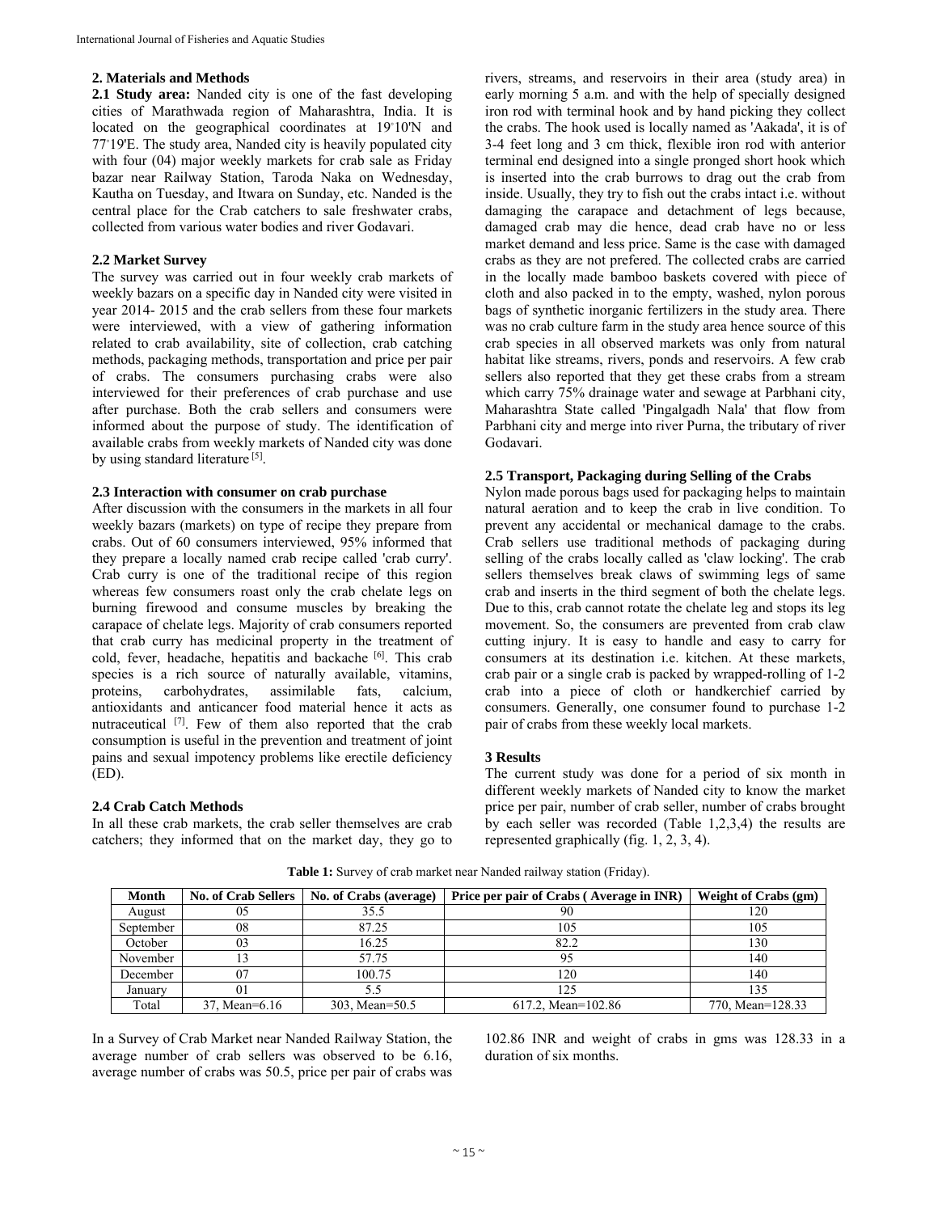## 2. Materials and Methods

**2.1 Study area:** Nanded city is one of the fast developing cities of Marathwada region of Maharashtra, India. It is located on the geographical coordinates at 19°10'N and 77°19'E. The study area, Nanded city is heavily populated city with four (04) major weekly markets for crab sale as Friday bazar near Railway Station, Taroda Naka on Wednesday, Kautha on Tuesday, and Itwara on Sunday, etc. Nanded is the central place for the Crab catchers to sale freshwater crabs, collected from various water bodies and river Godavari.

### 2.2 Market Survey

The survey was carried out in four weekly crab markets of weekly bazars on a specific day in Nanded city were visited in year 2014- 2015 and the crab sellers from these four markets were interviewed, with a view of gathering information related to crab availability, site of collection, crab catching methods, packaging methods, transportation and price per pair of crabs. The consumers purchasing crabs were also interviewed for their preferences of crab purchase and use after purchase. Both the crab sellers and consumers were informed about the purpose of study. The identification of available crabs from weekly markets of Nanded city was done by using standard literature [5].

### 2.3 Interaction with consumer on crab purchase

After discussion with the consumers in the markets in all four weekly bazars (markets) on type of recipe they prepare from crabs. Out of 60 consumers interviewed, 95% informed that they prepare a locally named crab recipe called 'crab curry'. Crab curry is one of the traditional recipe of this region whereas few consumers roast only the crab chelate legs on burning firewood and consume muscles by breaking the carapace of chelate legs. Majority of crab consumers reported that crab curry has medicinal property in the treatment of cold, fever, headache, hepatitis and backache [6]. This crab species is a rich source of naturally available, vitamins, proteins, carbohydrates, assimilable fats, calcium, antioxidants and anticancer food material hence it acts as nutraceutical [7]. Few of them also reported that the crab consumption is useful in the prevention and treatment of joint pains and sexual impotency problems like erectile deficiency (ED).

### 2.4 Crab Catch Methods

In all these crab markets, the crab seller themselves are crab catchers; they informed that on the market day, they go to rivers, streams, and reservoirs in their area (study area) in early morning 5 a.m. and with the help of specially designed iron rod with terminal hook and by hand picking they collect the crabs. The hook used is locally named as 'Aakada', it is of 3-4 feet long and 3 cm thick, flexible iron rod with anterior terminal end designed into a single pronged short hook which is inserted into the crab burrows to drag out the crab from inside. Usually, they try to fish out the crabs intact i.e. without damaging the carapace and detachment of legs because, damaged crab may die hence, dead crab have no or less market demand and less price. Same is the case with damaged crabs as they are not prefered. The collected crabs are carried in the locally made bamboo baskets covered with piece of cloth and also packed in to the empty, washed, nylon porous bags of synthetic inorganic fertilizers in the study area. There was no crab culture farm in the study area hence source of this crab species in all observed markets was only from natural habitat like streams, rivers, ponds and reservoirs. A few crab sellers also reported that they get these crabs from a stream which carry 75% drainage water and sewage at Parbhani city, Maharashtra State called 'Pingalgadh Nala' that flow from Parbhani city and merge into river Purna, the tributary of river Godavari.

### 2.5 Transport, Packaging during Selling of the Crabs

Nylon made porous bags used for packaging helps to maintain natural aeration and to keep the crab in live condition. To prevent any accidental or mechanical damage to the crabs. Crab sellers use traditional methods of packaging during selling of the crabs locally called as 'claw locking'. The crab sellers themselves break claws of swimming legs of same crab and inserts in the third segment of both the chelate legs. Due to this, crab cannot rotate the chelate leg and stops its leg movement. So, the consumers are prevented from crab claw cutting injury. It is easy to handle and easy to carry for consumers at its destination i.e. kitchen. At these markets, crab pair or a single crab is packed by wrapped-rolling of 1-2 crab into a piece of cloth or handkerchief carried by consumers. Generally, one consumer found to purchase 1-2 pair of crabs from these weekly local markets.

## 3 Results

The current study was done for a period of six month in different weekly markets of Nanded city to know the market price per pair, number of crab seller, number of crabs brought by each seller was recorded (Table 1,2,3,4) the results are represented graphically (fig. 1, 2, 3, 4).

**Table 1:** Survey of crab market near Nanded railway station (Friday).

| Month | No. of Crab Sellers | No. of Crabs (average) | Price per pair of Crabs ( Average in INR) | Weight of Crabs (gm) |
|---|---|---|---|---|
| August | 05 | 35.5 | 90 | 120 |
| September | 08 | 87.25 | 105 | 105 |
| October | 03 | 16.25 | 82.2 | 130 |
| November | 13 | 57.75 | 95 | 140 |
| December | 07 | 100.75 | 120 | 140 |
| January | 01 | 5.5 | 125 | 135 |
| Total | 37, Mean=6.16 | 303, Mean=50.5 | 617.2, Mean=102.86 | 770, Mean=128.33 |

In a Survey of Crab Market near Nanded Railway Station, the average number of crab sellers was observed to be 6.16, average number of crabs was 50.5, price per pair of crabs was 102.86 INR and weight of crabs in gms was 128.33 in a duration of six months.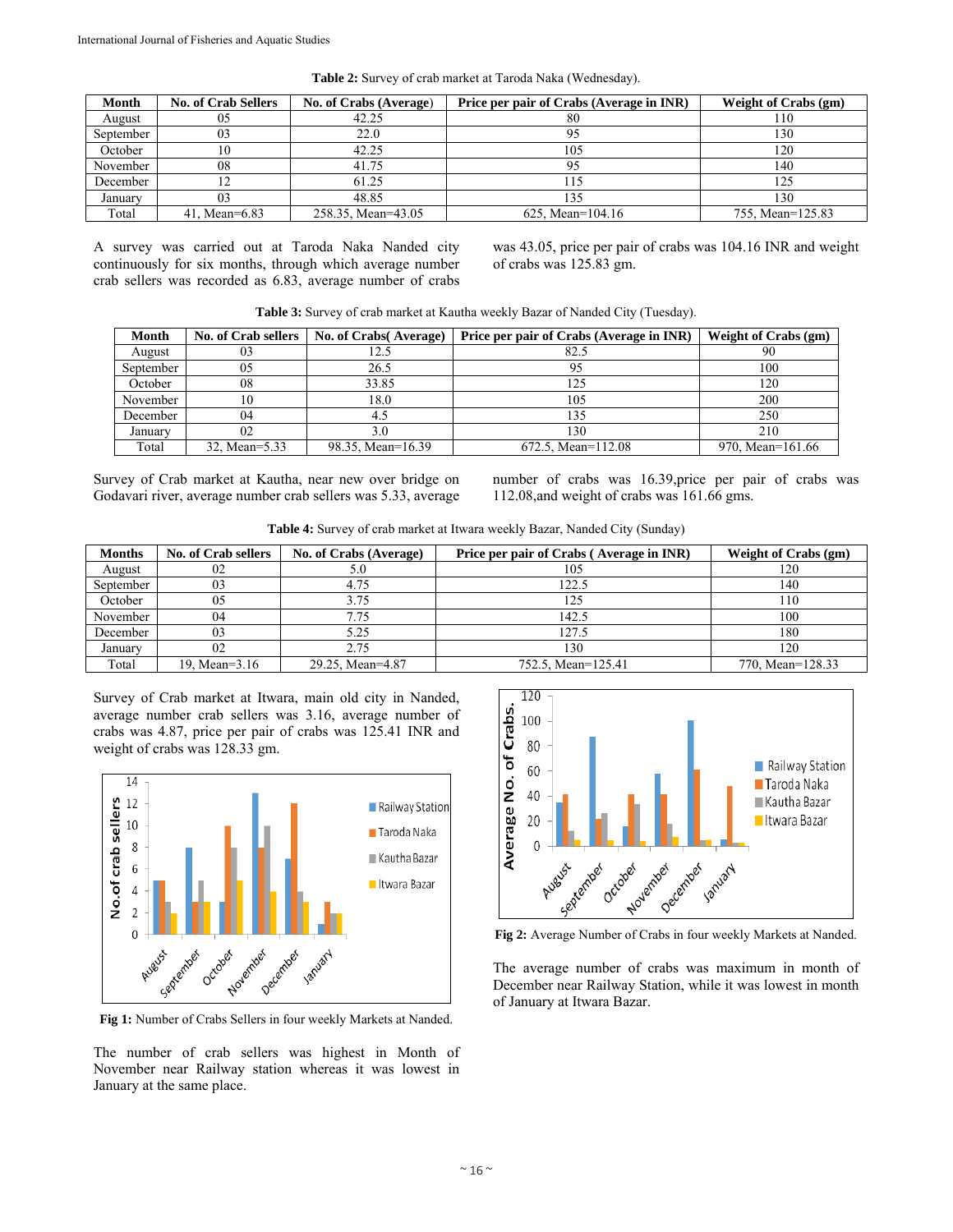**Table 2:** Survey of crab market at Taroda Naka (Wednesday).

| Month | No. of Crab Sellers | No. of Crabs (Average) | Price per pair of Crabs (Average in INR) | Weight of Crabs (gm) |
|---|---|---|---|---|
| August | 05 | 42.25 | 80 | 110 |
| September | 03 | 22.0 | 95 | 130 |
| October | 10 | 42.25 | 105 | 120 |
| November | 08 | 41.75 | 95 | 140 |
| December | 12 | 61.25 | 115 | 125 |
| January | 03 | 48.85 | 135 | 130 |
| Total | 41, Mean=6.83 | 258.35, Mean=43.05 | 625, Mean=104.16 | 755, Mean=125.83 |

A survey was carried out at Taroda Naka Nanded city continuously for six months, through which average number crab sellers was recorded as 6.83, average number of crabs was 43.05, price per pair of crabs was 104.16 INR and weight of crabs was 125.83 gm.

**Table 3:** Survey of crab market at Kautha weekly Bazar of Nanded City (Tuesday).

| Month | No. of Crab sellers | No. of Crabs( Average) | Price per pair of Crabs (Average in INR) | Weight of Crabs (gm) |
|---|---|---|---|---|
| August | 03 | 12.5 | 82.5 | 90 |
| September | 05 | 26.5 | 95 | 100 |
| October | 08 | 33.85 | 125 | 120 |
| November | 10 | 18.0 | 105 | 200 |
| December | 04 | 4.5 | 135 | 250 |
| January | 02 | 3.0 | 130 | 210 |
| Total | 32, Mean=5.33 | 98.35, Mean=16.39 | 672.5, Mean=112.08 | 970, Mean=161.66 |

Survey of Crab market at Kautha, near new over bridge on Godavari river, average number crab sellers was 5.33, average number of crabs was 16.39,price per pair of crabs was 112.08,and weight of crabs was 161.66 gms.

**Table 4:** Survey of crab market at Itwara weekly Bazar, Nanded City (Sunday)

| Months | No. of Crab sellers | No. of Crabs (Average) | Price per pair of Crabs ( Average in INR) | Weight of Crabs (gm) |
|---|---|---|---|---|
| August | 02 | 5.0 | 105 | 120 |
| September | 03 | 4.75 | 122.5 | 140 |
| October | 05 | 3.75 | 125 | 110 |
| November | 04 | 7.75 | 142.5 | 100 |
| December | 03 | 5.25 | 127.5 | 180 |
| January | 02 | 2.75 | 130 | 120 |
| Total | 19, Mean=3.16 | 29.25, Mean=4.87 | 752.5, Mean=125.41 | 770, Mean=128.33 |

Survey of Crab market at Itwara, main old city in Nanded, average number crab sellers was 3.16, average number of crabs was 4.87, price per pair of crabs was 125.41 INR and weight of crabs was 128.33 gm.

**Fig 1:** Number of Crabs Sellers in four weekly Markets at Nanded.

The number of crab sellers was highest in Month of November near Railway station whereas it was lowest in January at the same place.

**Fig 2:** Average Number of Crabs in four weekly Markets at Nanded.

The average number of crabs was maximum in month of December near Railway Station, while it was lowest in month of January at Itwara Bazar.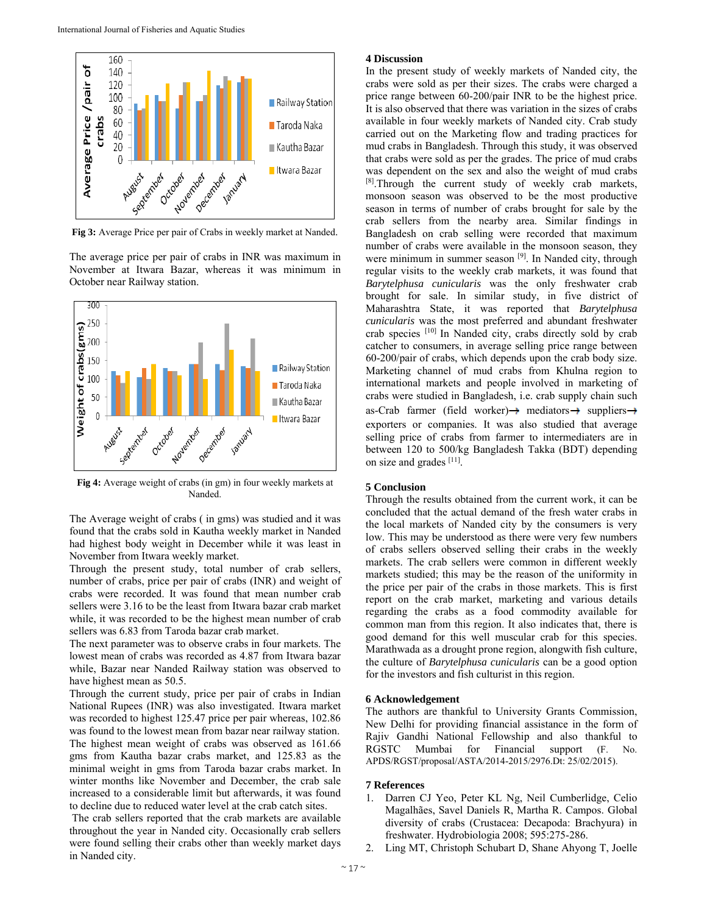Fig 3: Average Price per pair of Crabs in weekly market at Nanded.

The average price per pair of crabs in INR was maximum in November at Itwara Bazar, whereas it was minimum in October near Railway station.

Fig 4: Average weight of crabs (in gm) in four weekly markets at Nanded.

The Average weight of crabs ( in gms) was studied and it was found that the crabs sold in Kautha weekly market in Nanded had highest body weight in December while it was least in November from Itwara weekly market.

Through the present study, total number of crab sellers, number of crabs, price per pair of crabs (INR) and weight of crabs were recorded. It was found that mean number crab sellers were 3.16 to be the least from Itwara bazar crab market while, it was recorded to be the highest mean number of crab sellers was 6.83 from Taroda bazar crab market.

The next parameter was to observe crabs in four markets. The lowest mean of crabs was recorded as 4.87 from Itwara bazar while, Bazar near Nanded Railway station was observed to have highest mean as 50.5.

Through the current study, price per pair of crabs in Indian National Rupees (INR) was also investigated. Itwara market was recorded to highest 125.47 price per pair whereas, 102.86 was found to the lowest mean from bazar near railway station. The highest mean weight of crabs was observed as 161.66 gms from Kautha bazar crabs market, and 125.83 as the minimal weight in gms from Taroda bazar crabs market. In winter months like November and December, the crab sale increased to a considerable limit but afterwards, it was found to decline due to reduced water level at the crab catch sites.

The crab sellers reported that the crab markets are available throughout the year in Nanded city. Occasionally crab sellers were found selling their crabs other than weekly market days in Nanded city.

## 4 Discussion

In the present study of weekly markets of Nanded city, the crabs were sold as per their sizes. The crabs were charged a price range between 60-200/pair INR to be the highest price. It is also observed that there was variation in the sizes of crabs available in four weekly markets of Nanded city. Crab study carried out on the Marketing flow and trading practices for mud crabs in Bangladesh. Through this study, it was observed that crabs were sold as per the grades. The price of mud crabs was dependent on the sex and also the weight of mud crabs [8]. Through the current study of weekly crab markets, monsoon season was observed to be the most productive season in terms of number of crabs brought for sale by the crab sellers from the nearby area. Similar findings in Bangladesh on crab selling were recorded that maximum number of crabs were available in the monsoon season, they were minimum in summer season [9]. In Nanded city, through regular visits to the weekly crab markets, it was found that *Barytelphusa cunicularis* was the only freshwater crab brought for sale. In similar study, in five district of Maharashtra State, it was reported that *Barytelphusa cunicularis* was the most preferred and abundant freshwater crab species [10] In Nanded city, crabs directly sold by crab catcher to consumers, in average selling price range between 60-200/pair of crabs, which depends upon the crab body size. Marketing channel of mud crabs from Khulna region to international markets and people involved in marketing of crabs were studied in Bangladesh, i.e. crab supply chain such as-Crab farmer (field worker)→ mediators→ suppliers→ exporters or companies. It was also studied that average selling price of crabs from farmer to intermediaters are in between 120 to 500/kg Bangladesh Takka (BDT) depending on size and grades [11].

## 5 Conclusion

Through the results obtained from the current work, it can be concluded that the actual demand of the fresh water crabs in the local markets of Nanded city by the consumers is very low. This may be understood as there were very few numbers of crabs sellers observed selling their crabs in the weekly markets. The crab sellers were common in different weekly markets studied; this may be the reason of the uniformity in the price per pair of the crabs in those markets. This is first report on the crab market, marketing and various details regarding the crabs as a food commodity available for common man from this region. It also indicates that, there is good demand for this well muscular crab for this species. Marathwada as a drought prone region, alongwith fish culture, the culture of *Barytelphusa cunicularis* can be a good option for the investors and fish culturist in this region.

## 6 Acknowledgement

The authors are thankful to University Grants Commission, New Delhi for providing financial assistance in the form of Rajiv Gandhi National Fellowship and also thankful to RGSTC Mumbai for Financial support (F. No. APDS/RGST/proposal/ASTA/2014-2015/2976.Dt: 25/02/2015).

## 7 References

1. Darren CJ Yeo, Peter KL Ng, Neil Cumberlidge, Celio Magalhães, Savel Daniels R, Martha R. Campos. Global diversity of crabs (Crustacea: Decapoda: Brachyura) in freshwater. Hydrobiologia 2008; 595:275-286.
2. Ling MT, Christoph Schubart D, Shane Ahyong T, Joelle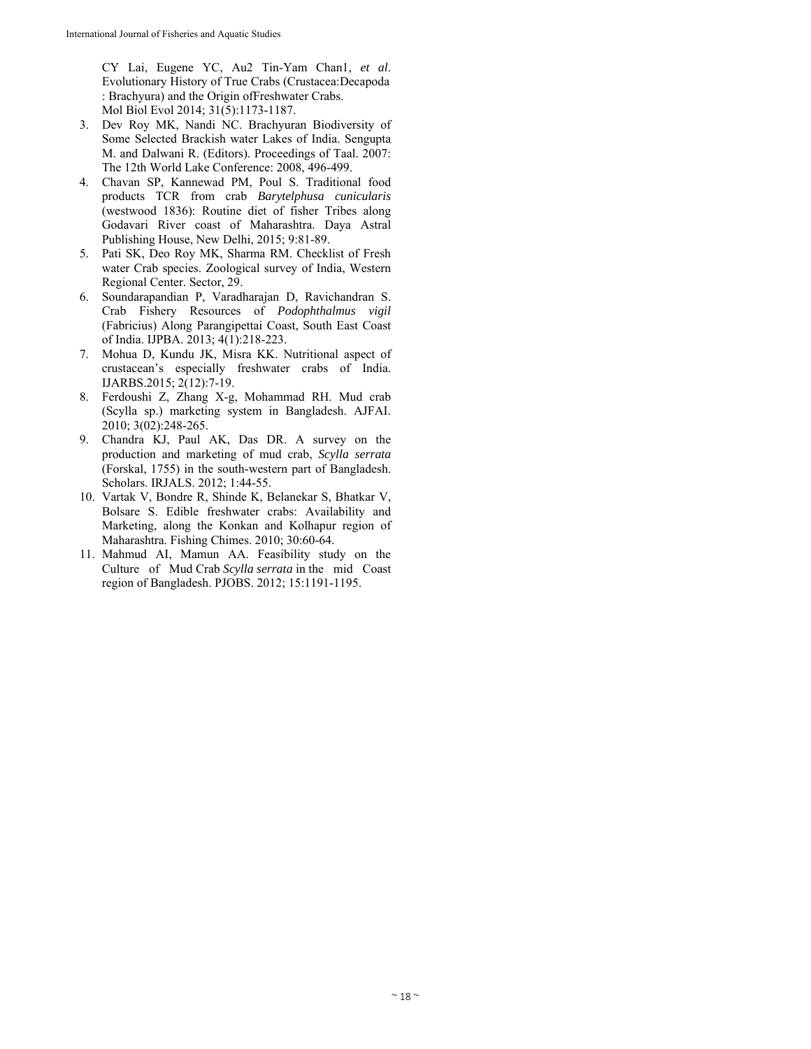CY Lai, Eugene YC, Au2 Tin-Yam Chan1, *et al*. Evolutionary History of True Crabs (Crustacea:Decapoda : Brachyura) and the Origin ofFreshwater Crabs. Mol Biol Evol 2014; 31(5):1173-1187.

3. Dev Roy MK, Nandi NC. Brachyuran Biodiversity of Some Selected Brackish water Lakes of India. Sengupta M. and Dalwani R. (Editors). Proceedings of Taal. 2007: The 12th World Lake Conference: 2008, 496-499.
4. Chavan SP, Kannewad PM, Poul S. Traditional food products TCR from crab *Barytelphusa cunicularis* (westwood 1836): Routine diet of fisher Tribes along Godavari River coast of Maharashtra. Daya Astral Publishing House, New Delhi, 2015; 9:81-89.
5. Pati SK, Deo Roy MK, Sharma RM. Checklist of Fresh water Crab species. Zoological survey of India, Western Regional Center. Sector, 29.
6. Soundarapandian P, Varadharajan D, Ravichandran S. Crab Fishery Resources of *Podophthalmus vigil* (Fabricius) Along Parangipettai Coast, South East Coast of India. IJPBA. 2013; 4(1):218-223.
7. Mohua D, Kundu JK, Misra KK. Nutritional aspect of crustacean's especially freshwater crabs of India. IJARBS.2015; 2(12):7-19.
8. Ferdoushi Z, Zhang X-g, Mohammad RH. Mud crab (Scylla sp.) marketing system in Bangladesh. AJFAI. 2010; 3(02):248-265.
9. Chandra KJ, Paul AK, Das DR. A survey on the production and marketing of mud crab, *Scylla serrata* (Forskal, 1755) in the south-western part of Bangladesh. Scholars. IRJALS. 2012; 1:44-55.
10. Vartak V, Bondre R, Shinde K, Belanekar S, Bhatkar V, Bolsare S. Edible freshwater crabs: Availability and Marketing, along the Konkan and Kolhapur region of Maharashtra. Fishing Chimes. 2010; 30:60-64.
11. Mahmud AI, Mamun AA. Feasibility study on the Culture of Mud Crab *Scylla serrata* in the mid Coast region of Bangladesh. PJOBS. 2012; 15:1191-1195.